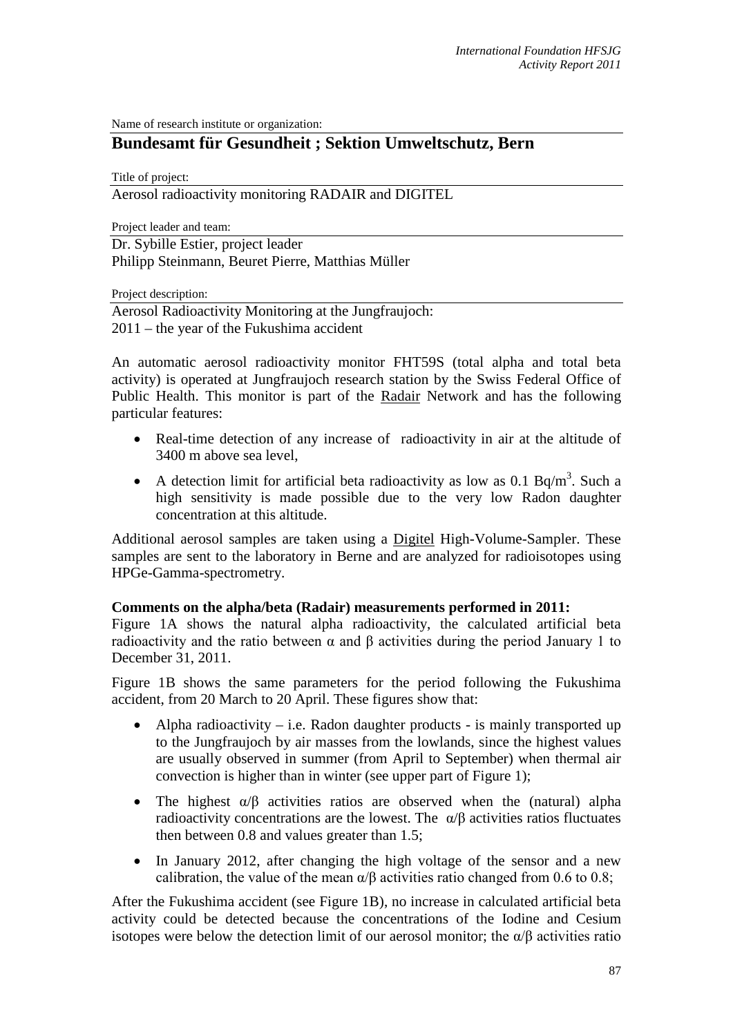Name of research institute or organization:

## Bundesamt für Gesundheit ; Sektion Umweltschutz, Bern

Title of project:

Aerosol radioactivity monitoring RADAIR and DIGITEL

Project leader and team:

Dr. Sybille Estier, project leader
Philipp Steinmann, Beuret Pierre, Matthias Müller

Project description:

Aerosol Radioactivity Monitoring at the Jungfraujoch:
2011 – the year of the Fukushima accident

An automatic aerosol radioactivity monitor FHT59S (total alpha and total beta activity) is operated at Jungfraujoch research station by the Swiss Federal Office of Public Health. This monitor is part of the Radair Network and has the following particular features:

- Real-time detection of any increase of radioactivity in air at the altitude of 3400 m above sea level,
- A detection limit for artificial beta radioactivity as low as 0.1 $Bq/m^3$. Such a high sensitivity is made possible due to the very low Radon daughter concentration at this altitude.

Additional aerosol samples are taken using a Digitel High-Volume-Sampler. These samples are sent to the laboratory in Berne and are analyzed for radioisotopes using HPGe-Gamma-spectrometry.

**Comments on the alpha/beta (Radair) measurements performed in 2011:**

Figure 1A shows the natural alpha radioactivity, the calculated artificial beta radioactivity and the ratio between α and β activities during the period January 1 to December 31, 2011.

Figure 1B shows the same parameters for the period following the Fukushima accident, from 20 March to 20 April. These figures show that:

- Alpha radioactivity – i.e. Radon daughter products - is mainly transported up to the Jungfraujoch by air masses from the lowlands, since the highest values are usually observed in summer (from April to September) when thermal air convection is higher than in winter (see upper part of Figure 1);
- The highest α/β activities ratios are observed when the (natural) alpha radioactivity concentrations are the lowest. The α/β activities ratios fluctuates then between 0.8 and values greater than 1.5;
- In January 2012, after changing the high voltage of the sensor and a new calibration, the value of the mean α/β activities ratio changed from 0.6 to 0.8;

After the Fukushima accident (see Figure 1B), no increase in calculated artificial beta activity could be detected because the concentrations of the Iodine and Cesium isotopes were below the detection limit of our aerosol monitor; the α/β activities ratio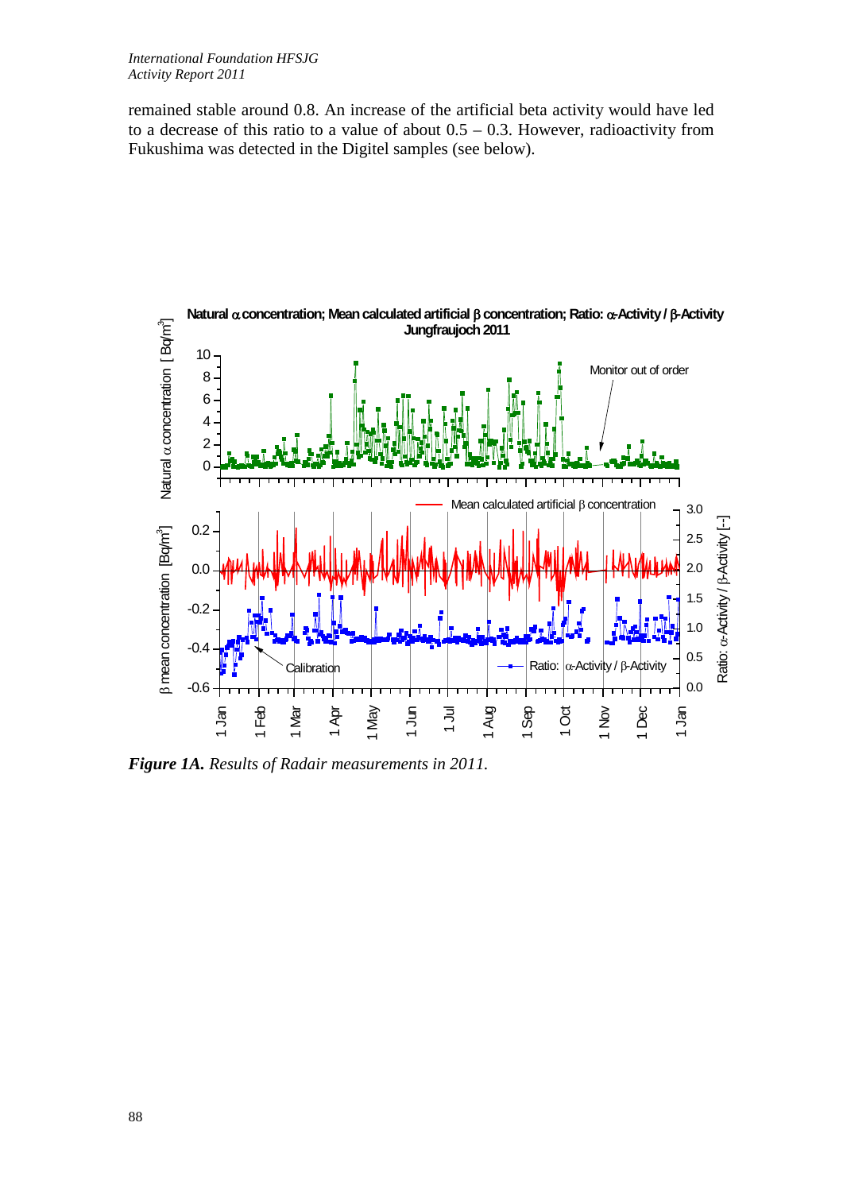remained stable around 0.8. An increase of the artificial beta activity would have led to a decrease of this ratio to a value of about 0.5 – 0.3. However, radioactivity from Fukushima was detected in the Digitel samples (see below).

***Figure 1A.*** *Results of Radair measurements in 2011.*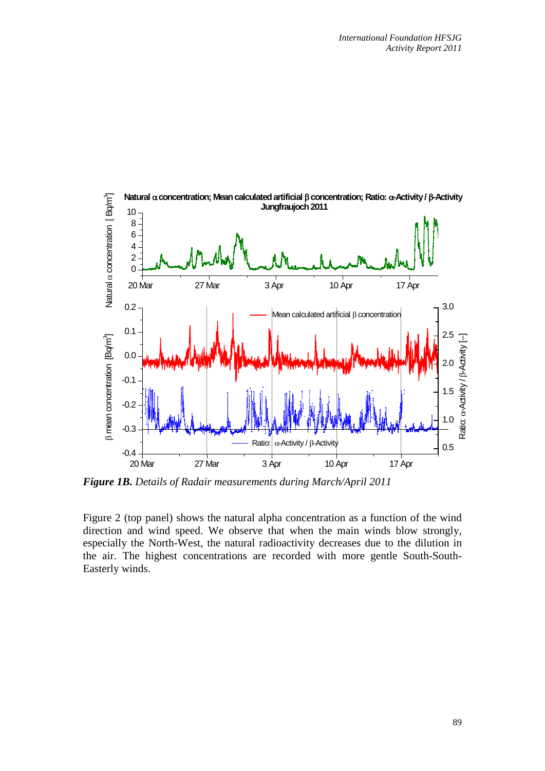*Figure 1B. Details of Radair measurements during March/April 2011*

Figure 2 (top panel) shows the natural alpha concentration as a function of the wind direction and wind speed. We observe that when the main winds blow strongly, especially the North-West, the natural radioactivity decreases due to the dilution in the air. The highest concentrations are recorded with more gentle South-South-Easterly winds.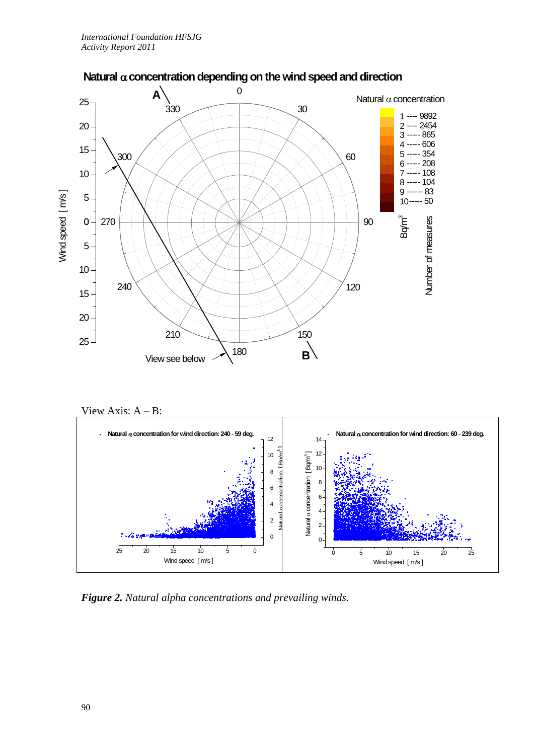**Natural α concentration depending on the wind speed and direction**

View Axis: A – B:

***Figure 2.*** *Natural alpha concentrations and prevailing winds.*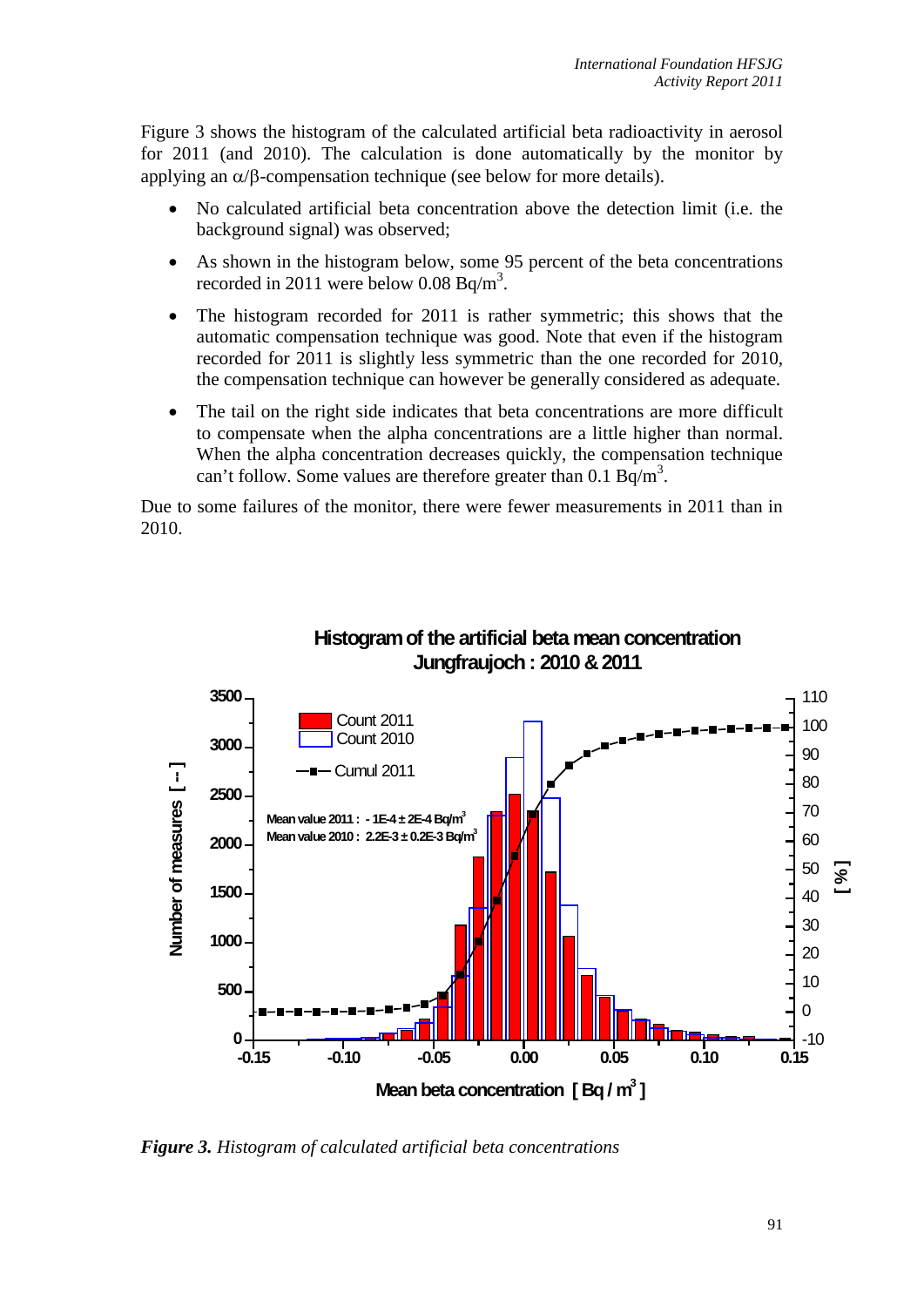Figure 3 shows the histogram of the calculated artificial beta radioactivity in aerosol for 2011 (and 2010). The calculation is done automatically by the monitor by applying an $\alpha/\beta$-compensation technique (see below for more details).

- No calculated artificial beta concentration above the detection limit (i.e. the background signal) was observed;
- As shown in the histogram below, some 95 percent of the beta concentrations recorded in 2011 were below 0.08 Bq/m$^3$.
- The histogram recorded for 2011 is rather symmetric; this shows that the automatic compensation technique was good. Note that even if the histogram recorded for 2011 is slightly less symmetric than the one recorded for 2010, the compensation technique can however be generally considered as adequate.
- The tail on the right side indicates that beta concentrations are more difficult to compensate when the alpha concentrations are a little higher than normal. When the alpha concentration decreases quickly, the compensation technique can't follow. Some values are therefore greater than 0.1 Bq/m$^3$.

Due to some failures of the monitor, there were fewer measurements in 2011 than in 2010.

**Histogram of the artificial beta mean concentration Jungfraujoch : 2010 & 2011**

Mean value 2011 : - 1E-4 ± 2E-4 Bq/m$^3$
Mean value 2010 : 2.2E-3 ± 0.2E-3 Bq/m$^3$

*__Figure 3.__ Histogram of calculated artificial beta concentrations*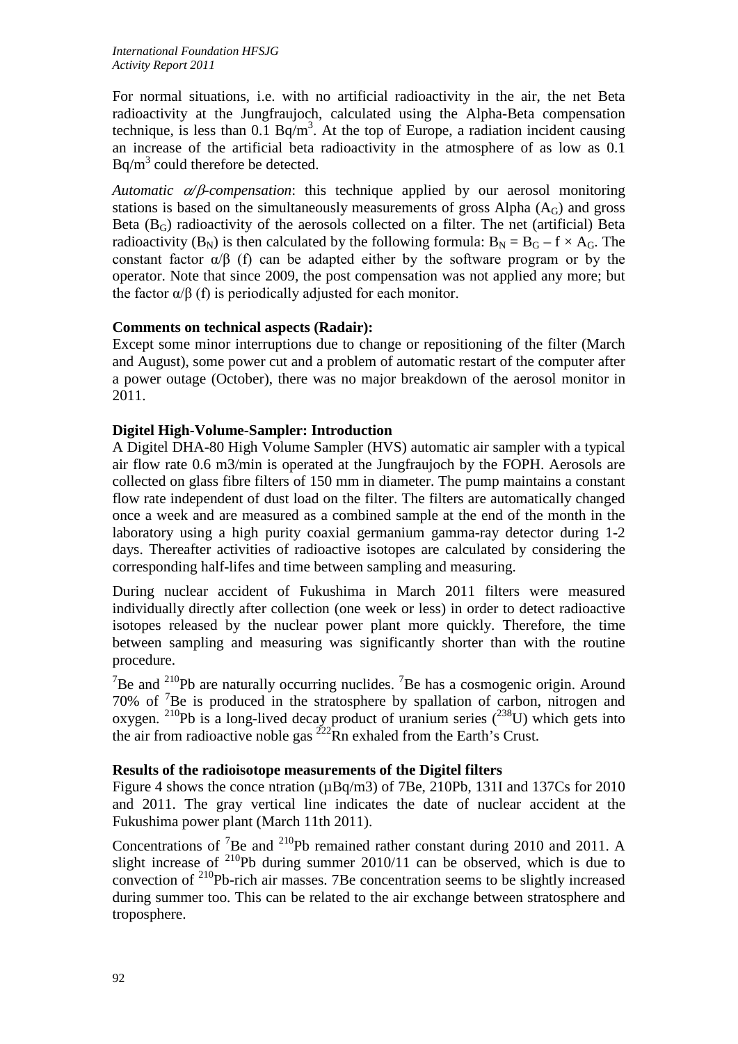For normal situations, i.e. with no artificial radioactivity in the air, the net Beta radioactivity at the Jungfraujoch, calculated using the Alpha-Beta compensation technique, is less than 0.1 $Bq/m^3$. At the top of Europe, a radiation incident causing an increase of the artificial beta radioactivity in the atmosphere of as low as 0.1 $Bq/m^3$ could therefore be detected.

*Automatic $\alpha/\beta$-compensation*: this technique applied by our aerosol monitoring stations is based on the simultaneously measurements of gross Alpha ($A_G$) and gross Beta ($B_G$) radioactivity of the aerosols collected on a filter. The net (artificial) Beta radioactivity ($B_N$) is then calculated by the following formula: $B_N = B_G - f \times A_G$. The constant factor $\alpha/\beta$ (f) can be adapted either by the software program or by the operator. Note that since 2009, the post compensation was not applied any more; but the factor $\alpha/\beta$ (f) is periodically adjusted for each monitor.

**Comments on technical aspects (Radair):**

Except some minor interruptions due to change or repositioning of the filter (March and August), some power cut and a problem of automatic restart of the computer after a power outage (October), there was no major breakdown of the aerosol monitor in 2011.

**Digitel High-Volume-Sampler: Introduction**

A Digitel DHA-80 High Volume Sampler (HVS) automatic air sampler with a typical air flow rate 0.6 m3/min is operated at the Jungfraujoch by the FOPH. Aerosols are collected on glass fibre filters of 150 mm in diameter. The pump maintains a constant flow rate independent of dust load on the filter. The filters are automatically changed once a week and are measured as a combined sample at the end of the month in the laboratory using a high purity coaxial germanium gamma-ray detector during 1-2 days. Thereafter activities of radioactive isotopes are calculated by considering the corresponding half-lifes and time between sampling and measuring.

During nuclear accident of Fukushima in March 2011 filters were measured individually directly after collection (one week or less) in order to detect radioactive isotopes released by the nuclear power plant more quickly. Therefore, the time between sampling and measuring was significantly shorter than with the routine procedure.

$^{7}Be$ and $^{210}Pb$ are naturally occurring nuclides. $^{7}Be$ has a cosmogenic origin. Around 70% of $^{7}Be$ is produced in the stratosphere by spallation of carbon, nitrogen and oxygen. $^{210}Pb$ is a long-lived decay product of uranium series ($^{238}U$) which gets into the air from radioactive noble gas $^{222}Rn$ exhaled from the Earth's Crust.

**Results of the radioisotope measurements of the Digitel filters**

Figure 4 shows the conce ntration (µBq/m3) of 7Be, 210Pb, 131I and 137Cs for 2010 and 2011. The gray vertical line indicates the date of nuclear accident at the Fukushima power plant (March 11th 2011).

Concentrations of $^{7}Be$ and $^{210}Pb$ remained rather constant during 2010 and 2011. A slight increase of $^{210}Pb$ during summer 2010/11 can be observed, which is due to convection of $^{210}Pb$-rich air masses. 7Be concentration seems to be slightly increased during summer too. This can be related to the air exchange between stratosphere and troposphere.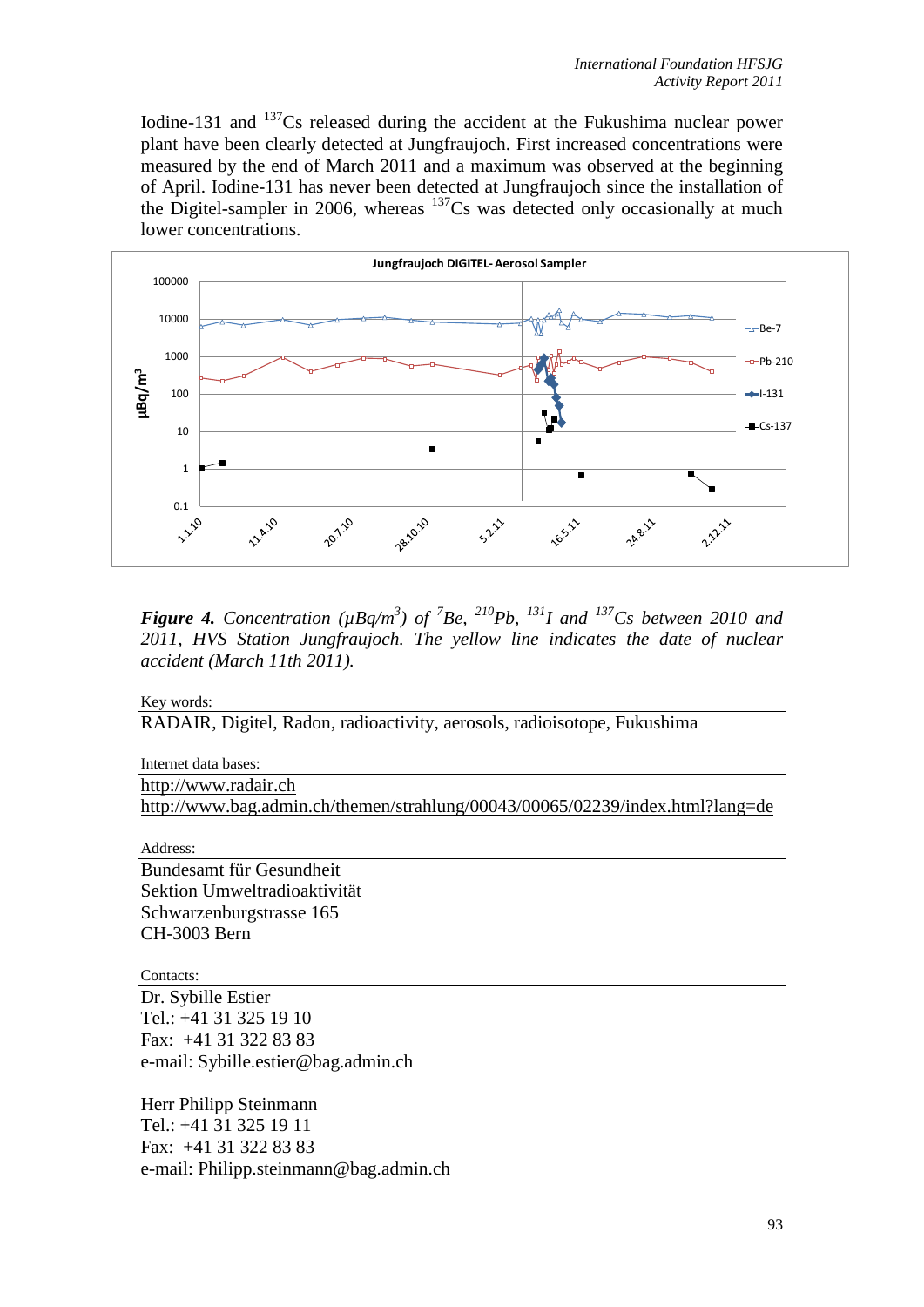Iodine-131 and $^{137}$Cs released during the accident at the Fukushima nuclear power plant have been clearly detected at Jungfraujoch. First increased concentrations were measured by the end of March 2011 and a maximum was observed at the beginning of April. Iodine-131 has never been detected at Jungfraujoch since the installation of the Digitel-sampler in 2006, whereas $^{137}$Cs was detected only occasionally at much lower concentrations.

Jungfraujoch DIGITEL- Aerosol Sampler

µBq/m³

100000
10000
1000
100
10
1
0.1

1.1.10
11.4.10
20.7.10
28.10.10
5.2.11
16.5.11
24.8.11
2.12.11

Be-7
Pb-210
I-131
Cs-137

***Figure 4.*** *Concentration (µBq/m$^3$) of $^{7}$Be, $^{210}$Pb, $^{131}$I and $^{137}$Cs between 2010 and 2011, HVS Station Jungfraujoch. The yellow line indicates the date of nuclear accident (March 11th 2011).*

Key words:

RADAIR, Digitel, Radon, radioactivity, aerosols, radioisotope, Fukushima

Internet data bases:

http://www.radair.ch
http://www.bag.admin.ch/themen/strahlung/00043/00065/02239/index.html?lang=de

Address:

Bundesamt für Gesundheit
Sektion Umweltradioaktivität
Schwarzenburgstrasse 165
CH-3003 Bern

Contacts:

Dr. Sybille Estier
Tel.: +41 31 325 19 10
Fax: +41 31 322 83 83
e-mail: Sybille.estier@bag.admin.ch

Herr Philipp Steinmann
Tel.: +41 31 325 19 11
Fax: +41 31 322 83 83
e-mail: Philipp.steinmann@bag.admin.ch